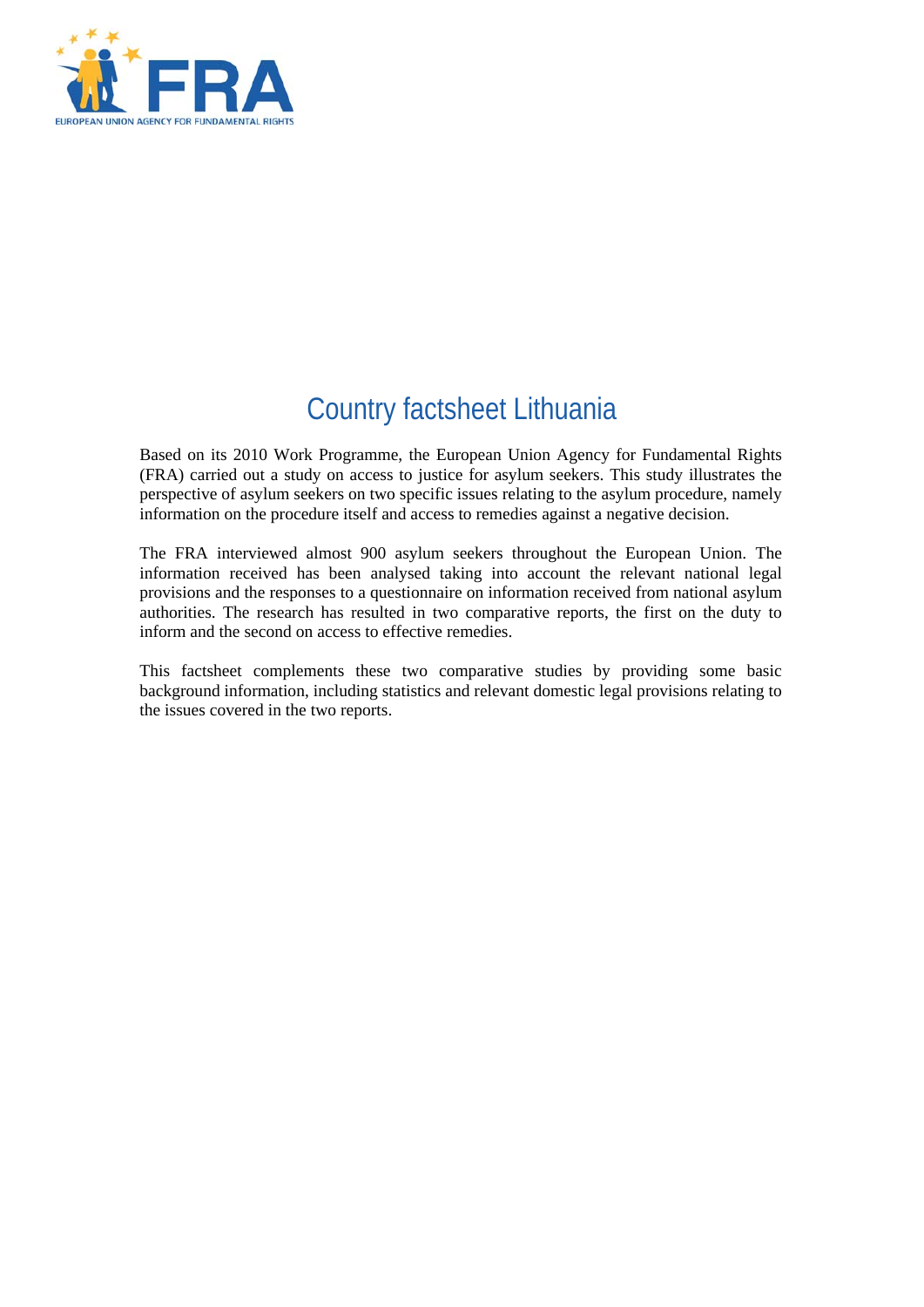# Country factsheet Lithuania

Based on its 2010 Work Programme, the European Union Agency for Fundamental Rights (FRA) carried out a study on access to justice for asylum seekers. This study illustrates the perspective of asylum seekers on two specific issues relating to the asylum procedure, namely information on the procedure itself and access to remedies against a negative decision.

The FRA interviewed almost 900 asylum seekers throughout the European Union. The information received has been analysed taking into account the relevant national legal provisions and the responses to a questionnaire on information received from national asylum authorities. The research has resulted in two comparative reports, the first on the duty to inform and the second on access to effective remedies.

This factsheet complements these two comparative studies by providing some basic background information, including statistics and relevant domestic legal provisions relating to the issues covered in the two reports.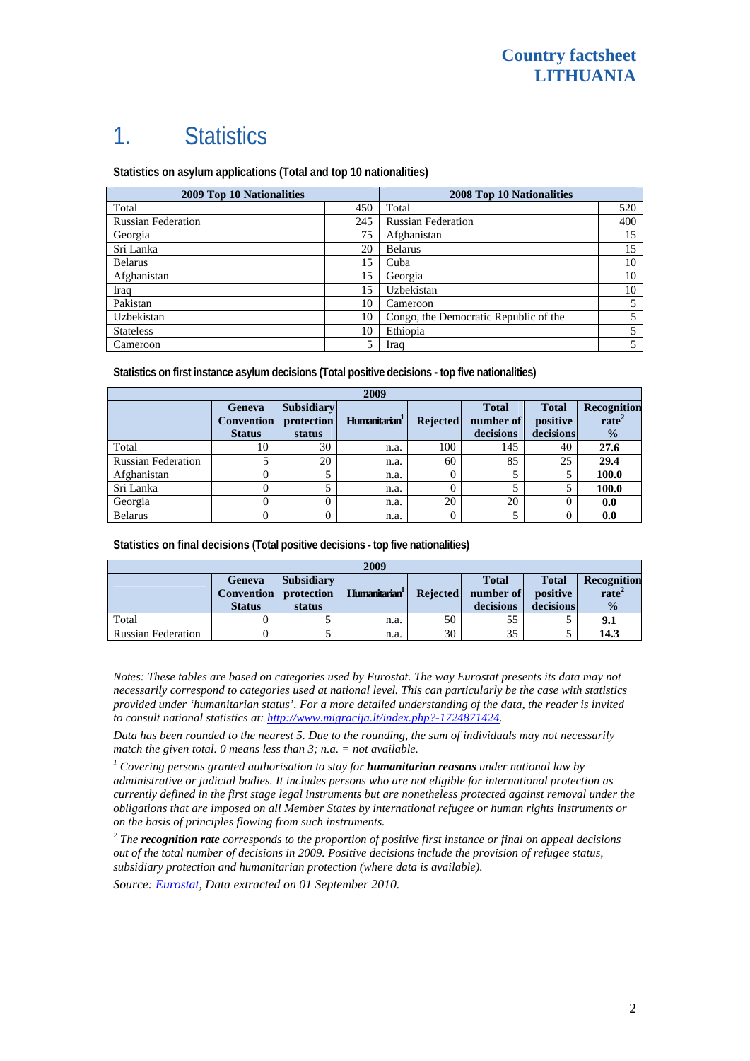# 1. Statistics

**Statistics on asylum applications (Total and top 10 nationalities)**

| 2009 Top 10 Nationalities | | 2008 Top 10 Nationalities | |
|---|---|---|---|
| Total | 450 | Total | 520 |
| Russian Federation | 245 | Russian Federation | 400 |
| Georgia | 75 | Afghanistan | 15 |
| Sri Lanka | 20 | Belarus | 15 |
| Belarus | 15 | Cuba | 10 |
| Afghanistan | 15 | Georgia | 10 |
| Iraq | 15 | Uzbekistan | 10 |
| Pakistan | 10 | Cameroon | 5 |
| Uzbekistan | 10 | Congo, the Democratic Republic of the | 5 |
| Stateless | 10 | Ethiopia | 5 |
| Cameroon | 5 | Iraq | 5 |

**Statistics on first instance asylum decisions (Total positive decisions - top five nationalities)**

| 2009 | | | | | | | |
|---|---|---|---|---|---|---|---|
| | Geneva Convention Status | Subsidiary protection status | Humanitarian[1] | Rejected | Total number of decisions | Total positive decisions | Recognition rate[2] % |
| Total | 10 | 30 | n.a. | 100 | 145 | 40 | **27.6** |
| Russian Federation | 5 | 20 | n.a. | 60 | 85 | 25 | **29.4** |
| Afghanistan | 0 | 5 | n.a. | 0 | 5 | 5 | **100.0** |
| Sri Lanka | 0 | 5 | n.a. | 0 | 5 | 5 | **100.0** |
| Georgia | 0 | 0 | n.a. | 20 | 20 | 0 | **0.0** |
| Belarus | 0 | 0 | n.a. | 0 | 5 | 0 | **0.0** |

**Statistics on final decisions (Total positive decisions - top five nationalities)**

| 2009 | | | | | | | |
|---|---|---|---|---|---|---|---|
| | Geneva Convention Status | Subsidiary protection status | Humanitarian[1] | Rejected | Total number of decisions | Total positive decisions | Recognition rate[2] % |
| Total | 0 | 5 | n.a. | 50 | 55 | 5 | **9.1** |
| Russian Federation | 0 | 5 | n.a. | 30 | 35 | 5 | **14.3** |

*Notes: These tables are based on categories used by Eurostat. The way Eurostat presents its data may not necessarily correspond to categories used at national level. This can particularly be the case with statistics provided under 'humanitarian status'. For a more detailed understanding of the data, the reader is invited to consult national statistics at: http://www.migracija.lt/index.php?-1724871424.*

*Data has been rounded to the nearest 5. Due to the rounding, the sum of individuals may not necessarily match the given total. 0 means less than 3; n.a. = not available.*

*[1] Covering persons granted authorisation to stay for **humanitarian reasons** under national law by administrative or judicial bodies. It includes persons who are not eligible for international protection as currently defined in the first stage legal instruments but are nonetheless protected against removal under the obligations that are imposed on all Member States by international refugee or human rights instruments or on the basis of principles flowing from such instruments.*

*[2] The **recognition rate** corresponds to the proportion of positive first instance or final on appeal decisions out of the total number of decisions in 2009. Positive decisions include the provision of refugee status, subsidiary protection and humanitarian protection (where data is available).*

*Source: Eurostat, Data extracted on 01 September 2010.*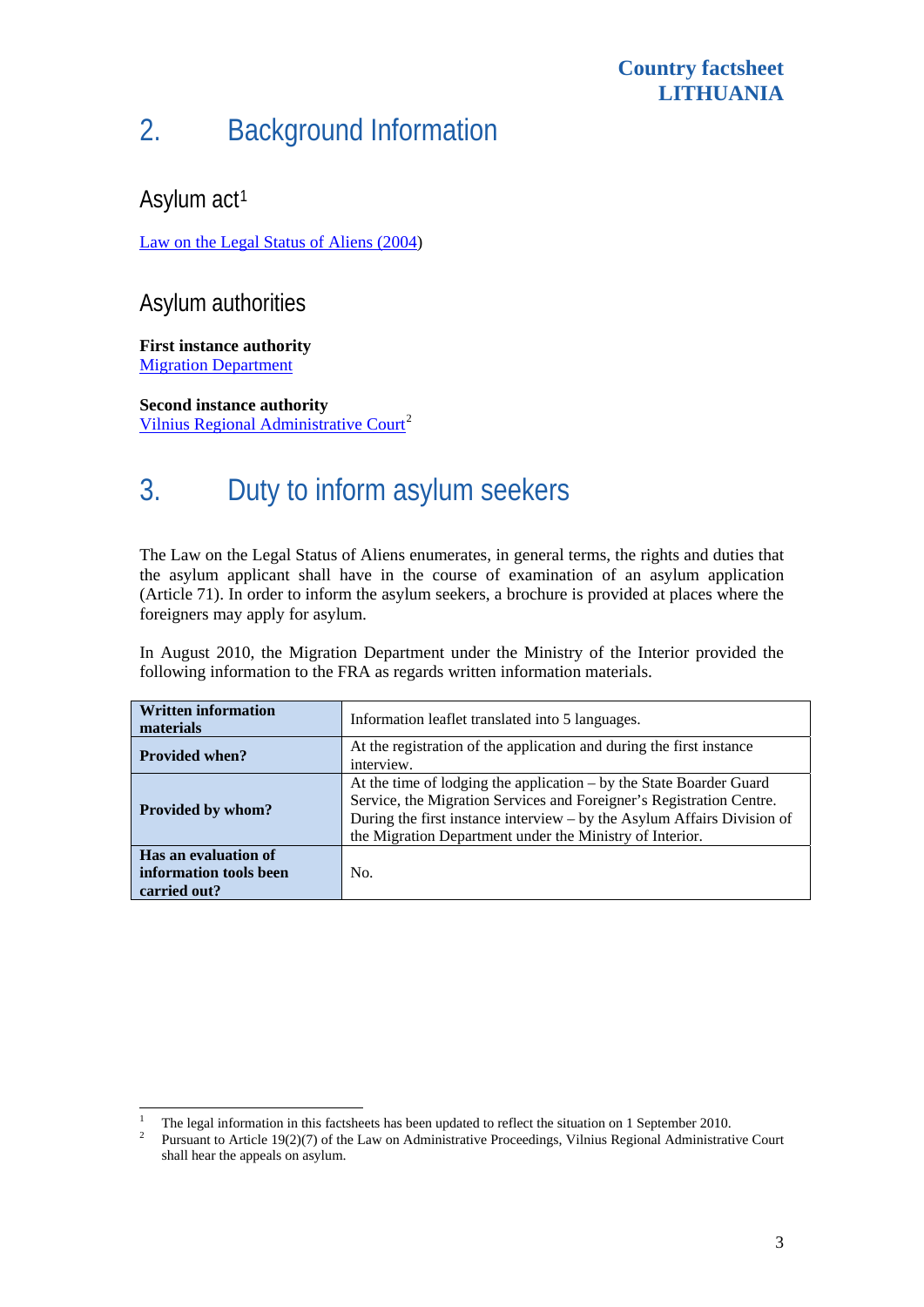# 2. Background Information

## Asylum act[1]

Law on the Legal Status of Aliens (2004)

## Asylum authorities

**First instance authority**
Migration Department

**Second instance authority**
Vilnius Regional Administrative Court[2]

# 3. Duty to inform asylum seekers

The Law on the Legal Status of Aliens enumerates, in general terms, the rights and duties that the asylum applicant shall have in the course of examination of an asylum application (Article 71). In order to inform the asylum seekers, a brochure is provided at places where the foreigners may apply for asylum.

In August 2010, the Migration Department under the Ministry of the Interior provided the following information to the FRA as regards written information materials.

| **Written information materials** | Information leaflet translated into 5 languages. |
|---|---|
| **Provided when?** | At the registration of the application and during the first instance interview. |
| **Provided by whom?** | At the time of lodging the application – by the State Boarder Guard Service, the Migration Services and Foreigner's Registration Centre. During the first instance interview – by the Asylum Affairs Division of the Migration Department under the Ministry of Interior. |
| **Has an evaluation of information tools been carried out?** | No. |

[1] The legal information in this factsheets has been updated to reflect the situation on 1 September 2010.

[2] Pursuant to Article 19(2)(7) of the Law on Administrative Proceedings, Vilnius Regional Administrative Court shall hear the appeals on asylum.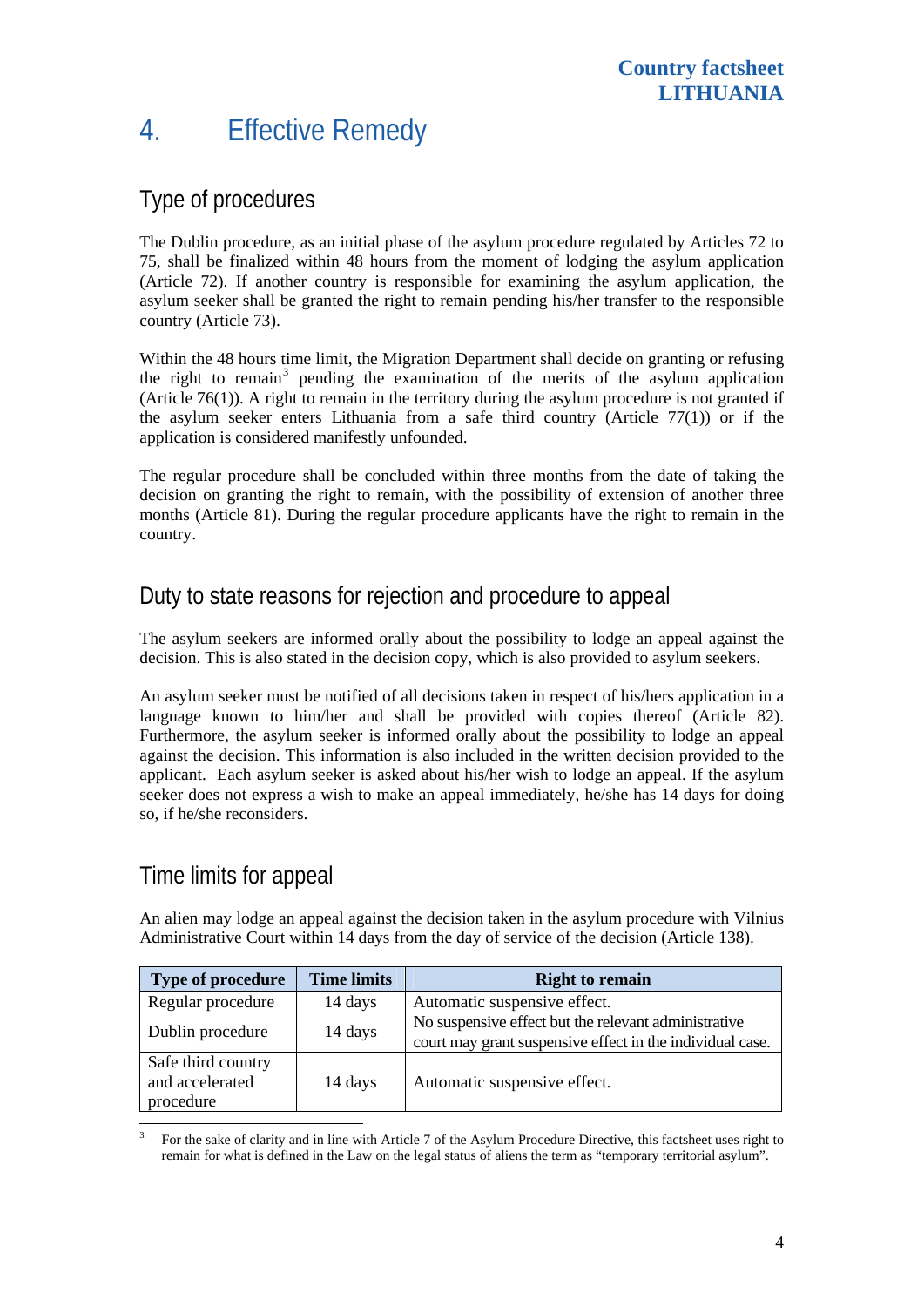# 4. Effective Remedy

## Type of procedures

The Dublin procedure, as an initial phase of the asylum procedure regulated by Articles 72 to 75, shall be finalized within 48 hours from the moment of lodging the asylum application (Article 72). If another country is responsible for examining the asylum application, the asylum seeker shall be granted the right to remain pending his/her transfer to the responsible country (Article 73).

Within the 48 hours time limit, the Migration Department shall decide on granting or refusing the right to remain[3] pending the examination of the merits of the asylum application (Article 76(1)). A right to remain in the territory during the asylum procedure is not granted if the asylum seeker enters Lithuania from a safe third country (Article 77(1)) or if the application is considered manifestly unfounded.

The regular procedure shall be concluded within three months from the date of taking the decision on granting the right to remain, with the possibility of extension of another three months (Article 81). During the regular procedure applicants have the right to remain in the country.

## Duty to state reasons for rejection and procedure to appeal

The asylum seekers are informed orally about the possibility to lodge an appeal against the decision. This is also stated in the decision copy, which is also provided to asylum seekers.

An asylum seeker must be notified of all decisions taken in respect of his/hers application in a language known to him/her and shall be provided with copies thereof (Article 82). Furthermore, the asylum seeker is informed orally about the possibility to lodge an appeal against the decision. This information is also included in the written decision provided to the applicant. Each asylum seeker is asked about his/her wish to lodge an appeal. If the asylum seeker does not express a wish to make an appeal immediately, he/she has 14 days for doing so, if he/she reconsiders.

## Time limits for appeal

An alien may lodge an appeal against the decision taken in the asylum procedure with Vilnius Administrative Court within 14 days from the day of service of the decision (Article 138).

| Type of procedure | Time limits | Right to remain |
|---|---|---|
| Regular procedure | 14 days | Automatic suspensive effect. |
| Dublin procedure | 14 days | No suspensive effect but the relevant administrative court may grant suspensive effect in the individual case. |
| Safe third country and accelerated procedure | 14 days | Automatic suspensive effect. |

[3] For the sake of clarity and in line with Article 7 of the Asylum Procedure Directive, this factsheet uses right to remain for what is defined in the Law on the legal status of aliens the term as "temporary territorial asylum".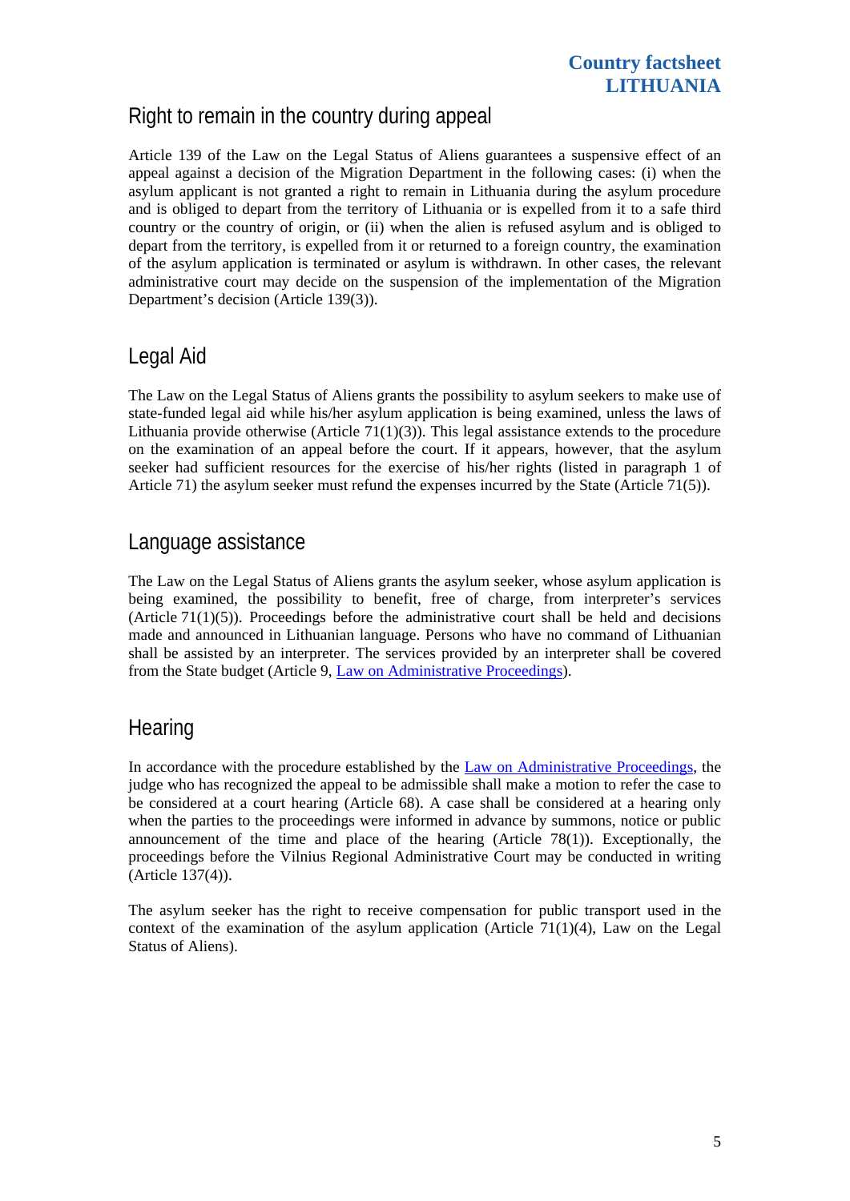## Right to remain in the country during appeal

Article 139 of the Law on the Legal Status of Aliens guarantees a suspensive effect of an appeal against a decision of the Migration Department in the following cases: (i) when the asylum applicant is not granted a right to remain in Lithuania during the asylum procedure and is obliged to depart from the territory of Lithuania or is expelled from it to a safe third country or the country of origin, or (ii) when the alien is refused asylum and is obliged to depart from the territory, is expelled from it or returned to a foreign country, the examination of the asylum application is terminated or asylum is withdrawn. In other cases, the relevant administrative court may decide on the suspension of the implementation of the Migration Department's decision (Article 139(3)).

## Legal Aid

The Law on the Legal Status of Aliens grants the possibility to asylum seekers to make use of state-funded legal aid while his/her asylum application is being examined, unless the laws of Lithuania provide otherwise (Article 71(1)(3)). This legal assistance extends to the procedure on the examination of an appeal before the court. If it appears, however, that the asylum seeker had sufficient resources for the exercise of his/her rights (listed in paragraph 1 of Article 71) the asylum seeker must refund the expenses incurred by the State (Article 71(5)).

## Language assistance

The Law on the Legal Status of Aliens grants the asylum seeker, whose asylum application is being examined, the possibility to benefit, free of charge, from interpreter's services (Article 71(1)(5)). Proceedings before the administrative court shall be held and decisions made and announced in Lithuanian language. Persons who have no command of Lithuanian shall be assisted by an interpreter. The services provided by an interpreter shall be covered from the State budget (Article 9, Law on Administrative Proceedings).

## Hearing

In accordance with the procedure established by the Law on Administrative Proceedings, the judge who has recognized the appeal to be admissible shall make a motion to refer the case to be considered at a court hearing (Article 68). A case shall be considered at a hearing only when the parties to the proceedings were informed in advance by summons, notice or public announcement of the time and place of the hearing (Article 78(1)). Exceptionally, the proceedings before the Vilnius Regional Administrative Court may be conducted in writing (Article 137(4)).

The asylum seeker has the right to receive compensation for public transport used in the context of the examination of the asylum application (Article 71(1)(4), Law on the Legal Status of Aliens).